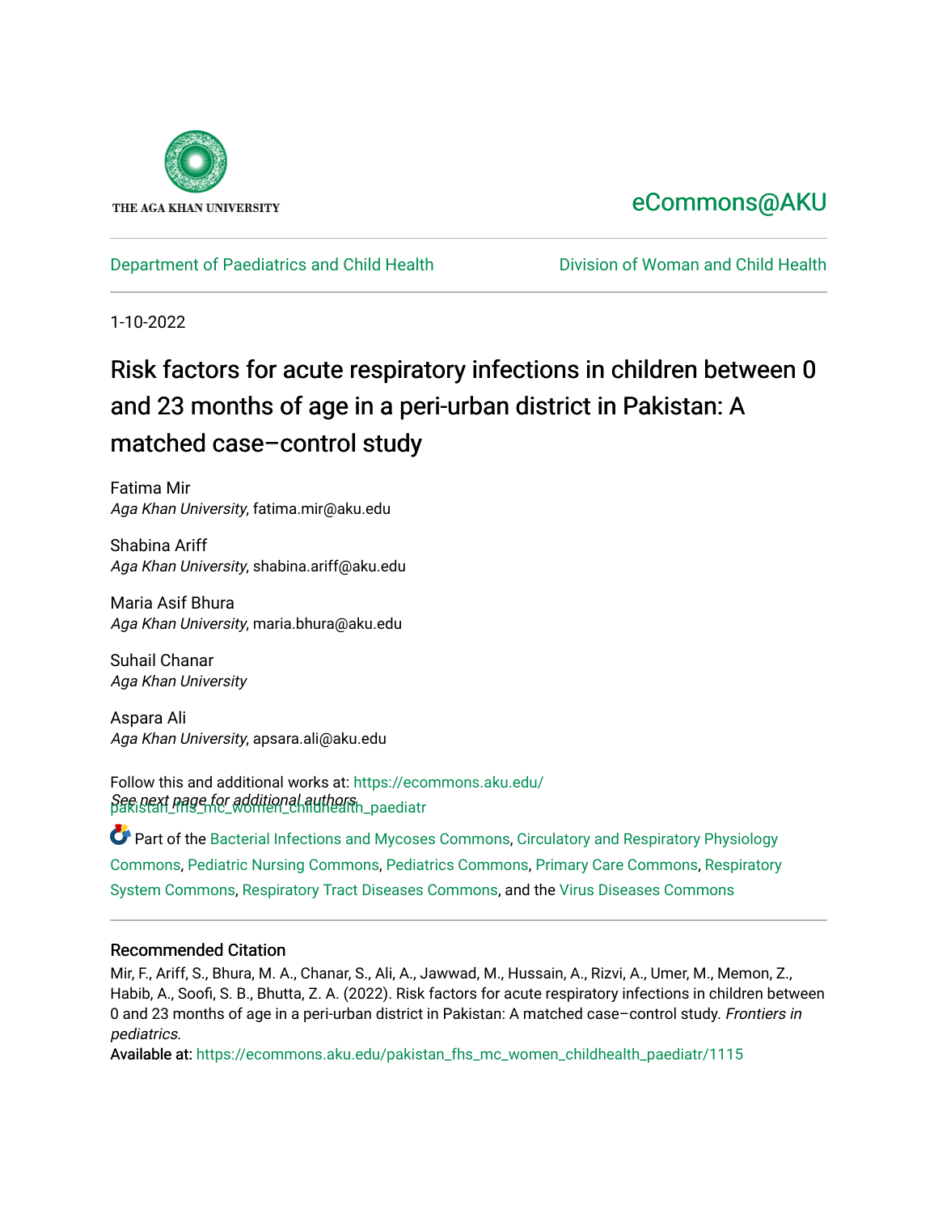THE AGA KHAN UNIVERSITY

eCommons@AKU

Department of Paediatrics and Child Health

Division of Woman and Child Health

1-10-2022

# Risk factors for acute respiratory infections in children between 0 and 23 months of age in a peri-urban district in Pakistan: A matched case–control study

Fatima Mir
*Aga Khan University*, fatima.mir@aku.edu

Shabina Ariff
*Aga Khan University*, shabina.ariff@aku.edu

Maria Asif Bhura
*Aga Khan University*, maria.bhura@aku.edu

Suhail Chanar
*Aga Khan University*

Aspara Ali
*Aga Khan University*, apsara.ali@aku.edu

*See next page for additional authors*

Follow this and additional works at: https://ecommons.aku.edu/pakistan_fhs_mc_women_childhealth_paediatr

Part of the Bacterial Infections and Mycoses Commons, Circulatory and Respiratory Physiology Commons, Pediatric Nursing Commons, Pediatrics Commons, Primary Care Commons, Respiratory System Commons, Respiratory Tract Diseases Commons, and the Virus Diseases Commons

## Recommended Citation

Mir, F., Ariff, S., Bhura, M. A., Chanar, S., Ali, A., Jawwad, M., Hussain, A., Rizvi, A., Umer, M., Memon, Z., Habib, A., Soofi, S. B., Bhutta, Z. A. (2022). Risk factors for acute respiratory infections in children between 0 and 23 months of age in a peri-urban district in Pakistan: A matched case–control study. *Frontiers in pediatrics.*

Available at: https://ecommons.aku.edu/pakistan_fhs_mc_women_childhealth_paediatr/1115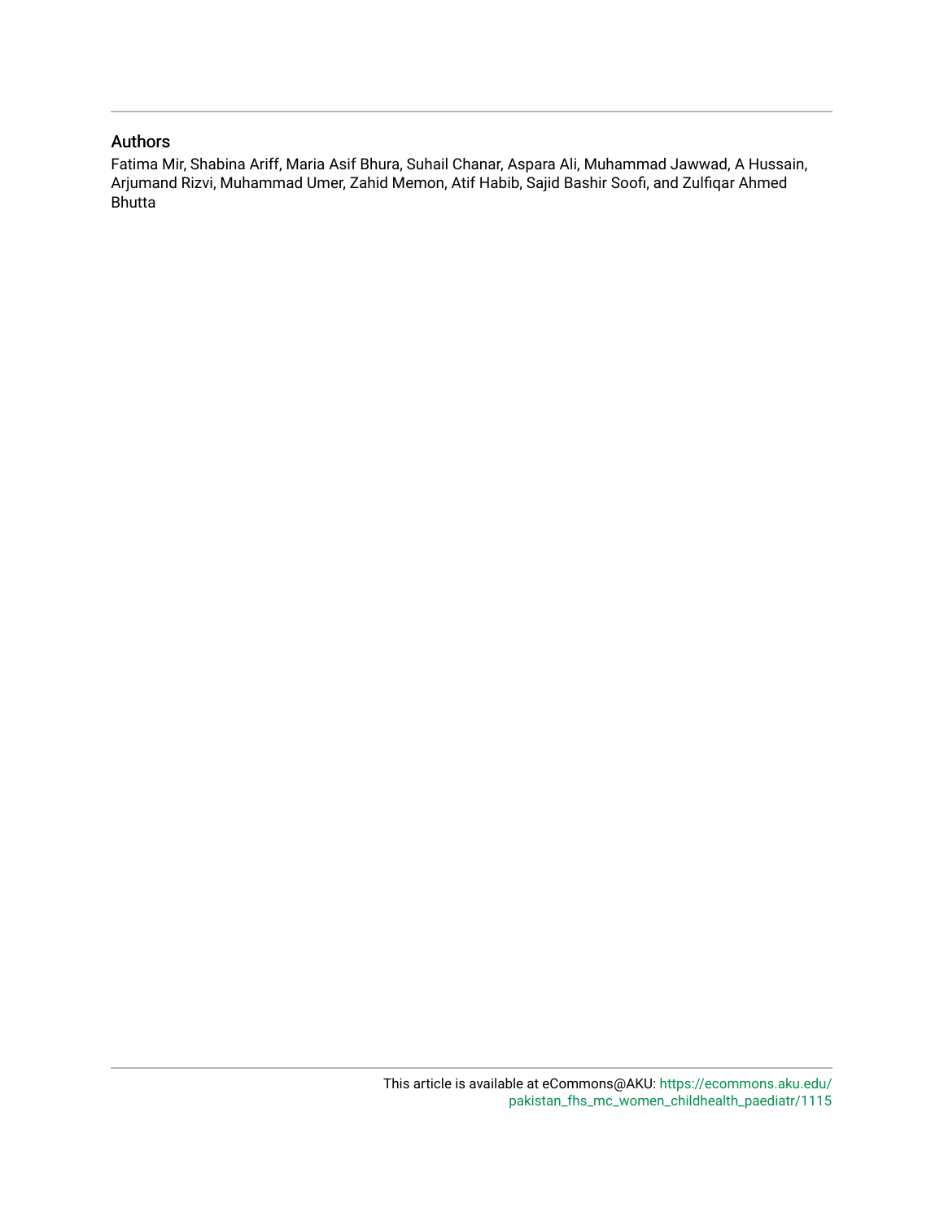## Authors

Fatima Mir, Shabina Ariff, Maria Asif Bhura, Suhail Chanar, Aspara Ali, Muhammad Jawwad, A Hussain, Arjumand Rizvi, Muhammad Umer, Zahid Memon, Atif Habib, Sajid Bashir Soofi, and Zulfiqar Ahmed Bhutta

This article is available at eCommons@AKU: https://ecommons.aku.edu/pakistan_fhs_mc_women_childhealth_paediatr/1115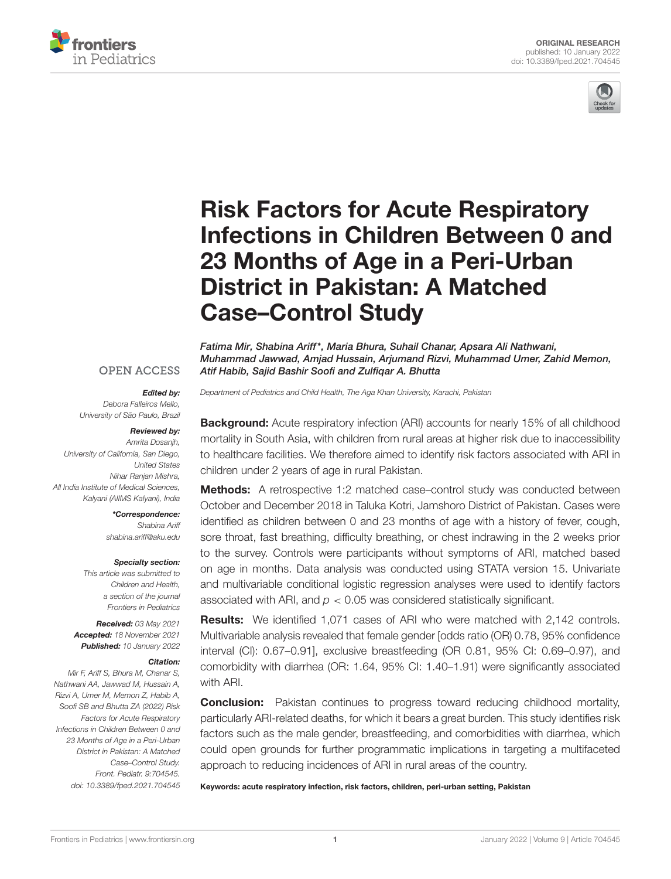# Risk Factors for Acute Respiratory Infections in Children Between 0 and 23 Months of Age in a Peri-Urban District in Pakistan: A Matched Case–Control Study

*Fatima Mir, Shabina Ariff\*, Maria Bhura, Suhail Chanar, Apsara Ali Nathwani, Muhammad Jawwad, Amjad Hussain, Arjumand Rizvi, Muhammad Umer, Zahid Memon, Atif Habib, Sajid Bashir Soofi and Zulfiqar A. Bhutta*

*Department of Pediatrics and Child Health, The Aga Khan University, Karachi, Pakistan*

OPEN ACCESS

***Edited by:***
*Debora Falleiros Mello, University of São Paulo, Brazil*

***Reviewed by:***
*Amrita Dosanjh, University of California, San Diego, United States*
*Nihar Ranjan Mishra, All India Institute of Medical Sciences, Kalyani (AIIMS Kalyani), India*

***\*Correspondence:***
*Shabina Ariff*
*shabina.ariff@aku.edu*

***Specialty section:***
*This article was submitted to Children and Health, a section of the journal Frontiers in Pediatrics*

***Received:*** *03 May 2021*
***Accepted:*** *18 November 2021*
***Published:*** *10 January 2022*

***Citation:***
*Mir F, Ariff S, Bhura M, Chanar S, Nathwani AA, Jawwad M, Hussain A, Rizvi A, Umer M, Memon Z, Habib A, Soofi SB and Bhutta ZA (2022) Risk Factors for Acute Respiratory Infections in Children Between 0 and 23 Months of Age in a Peri-Urban District in Pakistan: A Matched Case–Control Study. Front. Pediatr. 9:704545. doi: 10.3389/fped.2021.704545*

**Background:** Acute respiratory infection (ARI) accounts for nearly 15% of all childhood mortality in South Asia, with children from rural areas at higher risk due to inaccessibility to healthcare facilities. We therefore aimed to identify risk factors associated with ARI in children under 2 years of age in rural Pakistan.

**Methods:** A retrospective 1:2 matched case–control study was conducted between October and December 2018 in Taluka Kotri, Jamshoro District of Pakistan. Cases were identified as children between 0 and 23 months of age with a history of fever, cough, sore throat, fast breathing, difficulty breathing, or chest indrawing in the 2 weeks prior to the survey. Controls were participants without symptoms of ARI, matched based on age in months. Data analysis was conducted using STATA version 15. Univariate and multivariable conditional logistic regression analyses were used to identify factors associated with ARI, and $p < 0.05$ was considered statistically significant.

**Results:** We identified 1,071 cases of ARI who were matched with 2,142 controls. Multivariable analysis revealed that female gender [odds ratio (OR) 0.78, 95% confidence interval (CI): 0.67–0.91], exclusive breastfeeding (OR 0.81, 95% CI: 0.69–0.97), and comorbidity with diarrhea (OR: 1.64, 95% CI: 1.40–1.91) were significantly associated with ARI.

**Conclusion:** Pakistan continues to progress toward reducing childhood mortality, particularly ARI-related deaths, for which it bears a great burden. This study identifies risk factors such as the male gender, breastfeeding, and comorbidities with diarrhea, which could open grounds for further programmatic implications in targeting a multifaceted approach to reducing incidences of ARI in rural areas of the country.

**Keywords: acute respiratory infection, risk factors, children, peri-urban setting, Pakistan**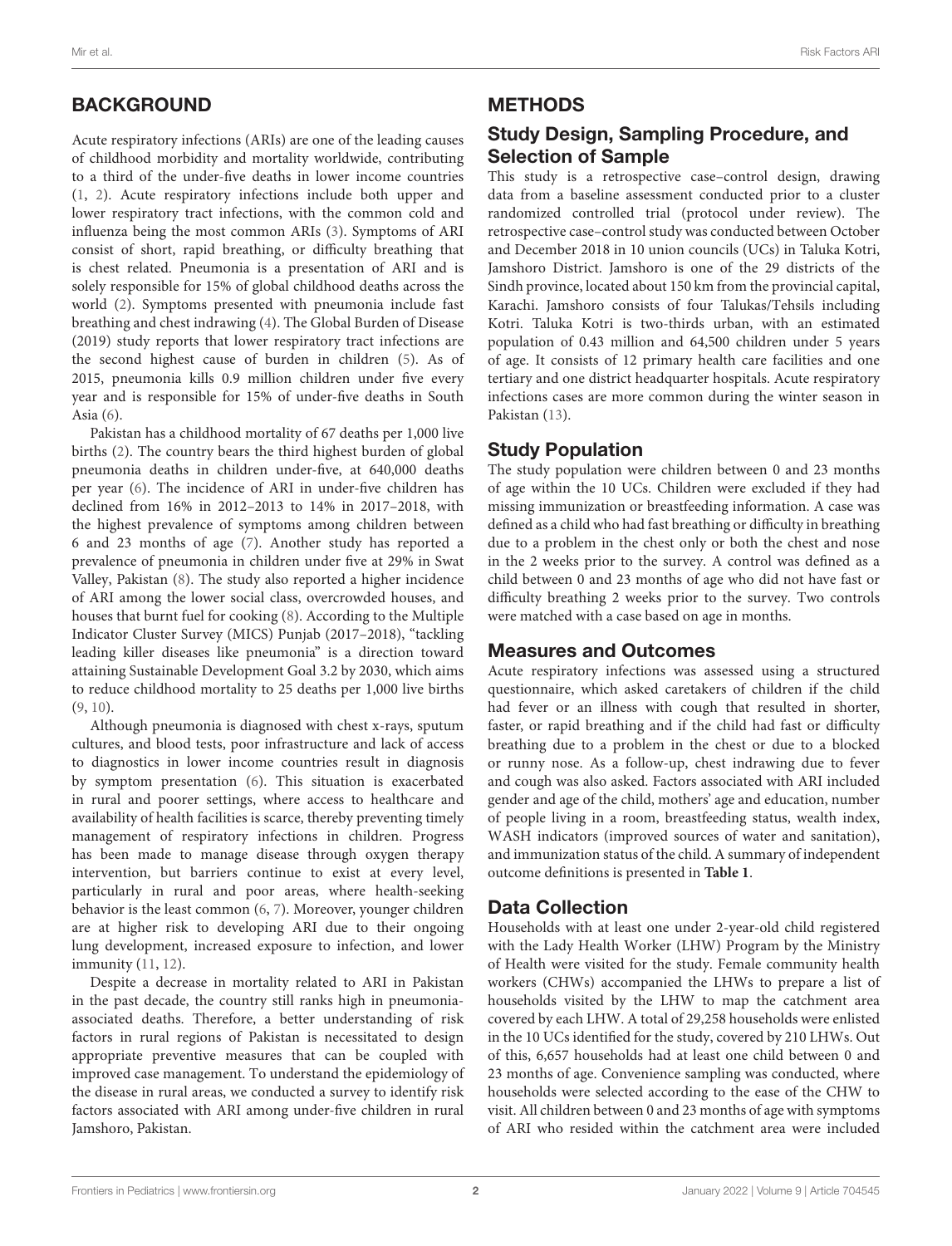## BACKGROUND

Acute respiratory infections (ARIs) are one of the leading causes of childhood morbidity and mortality worldwide, contributing to a third of the under-five deaths in lower income countries (1, 2). Acute respiratory infections include both upper and lower respiratory tract infections, with the common cold and influenza being the most common ARIs (3). Symptoms of ARI consist of short, rapid breathing, or difficulty breathing that is chest related. Pneumonia is a presentation of ARI and is solely responsible for 15% of global childhood deaths across the world (2). Symptoms presented with pneumonia include fast breathing and chest indrawing (4). The Global Burden of Disease (2019) study reports that lower respiratory tract infections are the second highest cause of burden in children (5). As of 2015, pneumonia kills 0.9 million children under five every year and is responsible for 15% of under-five deaths in South Asia (6).

Pakistan has a childhood mortality of 67 deaths per 1,000 live births (2). The country bears the third highest burden of global pneumonia deaths in children under-five, at 640,000 deaths per year (6). The incidence of ARI in under-five children has declined from 16% in 2012–2013 to 14% in 2017–2018, with the highest prevalence of symptoms among children between 6 and 23 months of age (7). Another study has reported a prevalence of pneumonia in children under five at 29% in Swat Valley, Pakistan (8). The study also reported a higher incidence of ARI among the lower social class, overcrowded houses, and houses that burnt fuel for cooking (8). According to the Multiple Indicator Cluster Survey (MICS) Punjab (2017–2018), "tackling leading killer diseases like pneumonia" is a direction toward attaining Sustainable Development Goal 3.2 by 2030, which aims to reduce childhood mortality to 25 deaths per 1,000 live births (9, 10).

Although pneumonia is diagnosed with chest x-rays, sputum cultures, and blood tests, poor infrastructure and lack of access to diagnostics in lower income countries result in diagnosis by symptom presentation (6). This situation is exacerbated in rural and poorer settings, where access to healthcare and availability of health facilities is scarce, thereby preventing timely management of respiratory infections in children. Progress has been made to manage disease through oxygen therapy intervention, but barriers continue to exist at every level, particularly in rural and poor areas, where health-seeking behavior is the least common (6, 7). Moreover, younger children are at higher risk to developing ARI due to their ongoing lung development, increased exposure to infection, and lower immunity (11, 12).

Despite a decrease in mortality related to ARI in Pakistan in the past decade, the country still ranks high in pneumonia-associated deaths. Therefore, a better understanding of risk factors in rural regions of Pakistan is necessitated to design appropriate preventive measures that can be coupled with improved case management. To understand the epidemiology of the disease in rural areas, we conducted a survey to identify risk factors associated with ARI among under-five children in rural Jamshoro, Pakistan.

## METHODS

### Study Design, Sampling Procedure, and Selection of Sample

This study is a retrospective case–control design, drawing data from a baseline assessment conducted prior to a cluster randomized controlled trial (protocol under review). The retrospective case–control study was conducted between October and December 2018 in 10 union councils (UCs) in Taluka Kotri, Jamshoro District. Jamshoro is one of the 29 districts of the Sindh province, located about 150 km from the provincial capital, Karachi. Jamshoro consists of four Talukas/Tehsils including Kotri. Taluka Kotri is two-thirds urban, with an estimated population of 0.43 million and 64,500 children under 5 years of age. It consists of 12 primary health care facilities and one tertiary and one district headquarter hospitals. Acute respiratory infections cases are more common during the winter season in Pakistan (13).

### Study Population

The study population were children between 0 and 23 months of age within the 10 UCs. Children were excluded if they had missing immunization or breastfeeding information. A case was defined as a child who had fast breathing or difficulty in breathing due to a problem in the chest only or both the chest and nose in the 2 weeks prior to the survey. A control was defined as a child between 0 and 23 months of age who did not have fast or difficulty breathing 2 weeks prior to the survey. Two controls were matched with a case based on age in months.

### Measures and Outcomes

Acute respiratory infections was assessed using a structured questionnaire, which asked caretakers of children if the child had fever or an illness with cough that resulted in shorter, faster, or rapid breathing and if the child had fast or difficulty breathing due to a problem in the chest or due to a blocked or runny nose. As a follow-up, chest indrawing due to fever and cough was also asked. Factors associated with ARI included gender and age of the child, mothers' age and education, number of people living in a room, breastfeeding status, wealth index, WASH indicators (improved sources of water and sanitation), and immunization status of the child. A summary of independent outcome definitions is presented in **Table 1**.

### Data Collection

Households with at least one under 2-year-old child registered with the Lady Health Worker (LHW) Program by the Ministry of Health were visited for the study. Female community health workers (CHWs) accompanied the LHWs to prepare a list of households visited by the LHW to map the catchment area covered by each LHW. A total of 29,258 households were enlisted in the 10 UCs identified for the study, covered by 210 LHWs. Out of this, 6,657 households had at least one child between 0 and 23 months of age. Convenience sampling was conducted, where households were selected according to the ease of the CHW to visit. All children between 0 and 23 months of age with symptoms of ARI who resided within the catchment area were included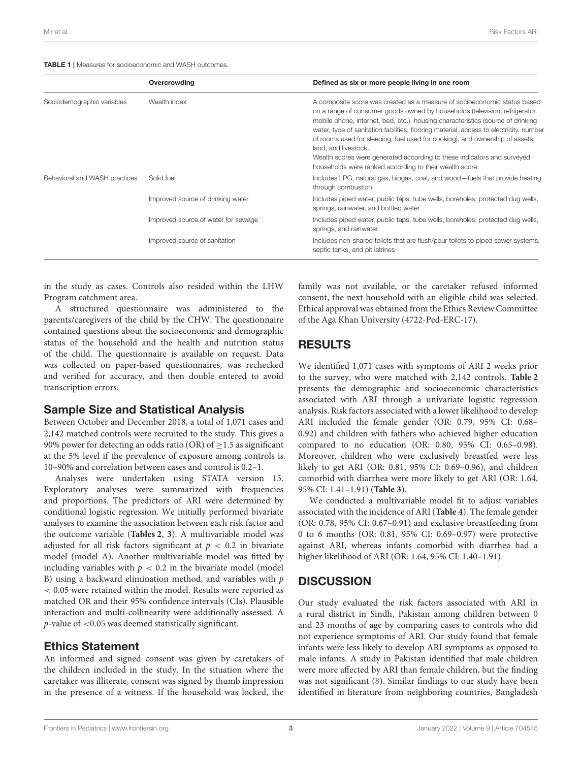**TABLE 1** | Measures for socioeconomic and WASH outcomes.

| | Overcrowding | Defined as six or more people living in one room |
|---|---|---|
| Sociodemographic variables | Wealth index | A composite score was created as a measure of socioeconomic status based on a range of consumer goods owned by households (television, refrigerator, mobile phone, internet, bed, etc.), housing characteristics (source of drinking water, type of sanitation facilities, flooring material, access to electricity, number of rooms used for sleeping, fuel used for cooking), and ownership of assets, land, and livestock. Wealth scores were generated according to these indicators and surveyed households were ranked according to their wealth score. |
| Behavioral and WASH practices | Solid fuel | Includes LPG, natural gas, biogas, coal, and wood—fuels that provide heating through combustion |
| | Improved source of drinking water | Includes piped water, public taps, tube wells, boreholes, protected dug wells, springs, rainwater, and bottled water |
| | Improved source of water for sewage | Includes piped water, public taps, tube wells, boreholes, protected dug wells, springs, and rainwater |
| | Improved source of sanitation | Includes non-shared toilets that are flush/pour toilets to piped sewer systems, septic tanks, and pit latrines |

in the study as cases. Controls also resided within the LHW Program catchment area.

A structured questionnaire was administered to the parents/caregivers of the child by the CHW. The questionnaire contained questions about the socioeconomic and demographic status of the household and the health and nutrition status of the child. The questionnaire is available on request. Data was collected on paper-based questionnaires, was rechecked and verified for accuracy, and then double entered to avoid transcription errors.

## Sample Size and Statistical Analysis

Between October and December 2018, a total of 1,071 cases and 2,142 matched controls were recruited to the study. This gives a 90% power for detecting an odds ratio (OR) of $\geq$1.5 as significant at the 5% level if the prevalence of exposure among controls is 10–90% and correlation between cases and control is 0.2–1.

Analyses were undertaken using STATA version 15. Exploratory analyses were summarized with frequencies and proportions. The predictors of ARI were determined by conditional logistic regression. We initially performed bivariate analyses to examine the association between each risk factor and the outcome variable (**Tables 2**, **3**). A multivariable model was adjusted for all risk factors significant at $p < 0.2$ in bivariate model (model A). Another multivariable model was fitted by including variables with $p < 0.2$ in the bivariate model (model B) using a backward elimination method, and variables with $p < 0.05$ were retained within the model. Results were reported as matched OR and their 95% confidence intervals (CIs). Plausible interaction and multi-collinearity were additionally assessed. A $p$-value of $<$0.05 was deemed statistically significant.

## Ethics Statement

An informed and signed consent was given by caretakers of the children included in the study. In the situation where the caretaker was illiterate, consent was signed by thumb impression in the presence of a witness. If the household was locked, the family was not available, or the caretaker refused informed consent, the next household with an eligible child was selected. Ethical approval was obtained from the Ethics Review Committee of the Aga Khan University (4722-Ped-ERC-17).

# RESULTS

We identified 1,071 cases with symptoms of ARI 2 weeks prior to the survey, who were matched with 2,142 controls. **Table 2** presents the demographic and socioeconomic characteristics associated with ARI through a univariate logistic regression analysis. Risk factors associated with a lower likelihood to develop ARI included the female gender (OR: 0.79, 95% CI: 0.68–0.92) and children with fathers who achieved higher education compared to no education (OR: 0.80, 95% CI: 0.65–0.98). Moreover, children who were exclusively breastfed were less likely to get ARI (OR: 0.81, 95% CI: 0.69–0.96), and children comorbid with diarrhea were more likely to get ARI (OR: 1.64, 95% CI: 1.41–1.91) (**Table 3**).

We conducted a multivariable model fit to adjust variables associated with the incidence of ARI (**Table 4**). The female gender (OR: 0.78, 95% CI: 0.67–0.91) and exclusive breastfeeding from 0 to 6 months (OR: 0.81, 95% CI: 0.69–0.97) were protective against ARI, whereas infants comorbid with diarrhea had a higher likelihood of ARI (OR: 1.64, 95% CI: 1.40–1.91).

# DISCUSSION

Our study evaluated the risk factors associated with ARI in a rural district in Sindh, Pakistan among children between 0 and 23 months of age by comparing cases to controls who did not experience symptoms of ARI. Our study found that female infants were less likely to develop ARI symptoms as opposed to male infants. A study in Pakistan identified that male children were more affected by ARI than female children, but the finding was not significant (8). Similar findings to our study have been identified in literature from neighboring countries, Bangladesh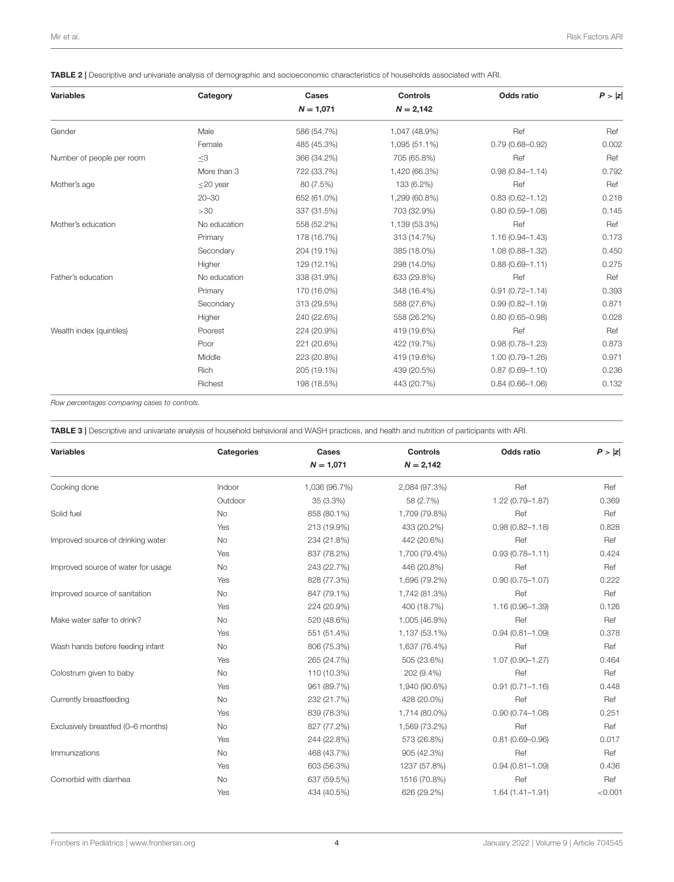**TABLE 2 |** Descriptive and univariate analysis of demographic and socioeconomic characteristics of households associated with ARI.

| Variables | Category | Cases<br>$N = 1,071$ | Controls<br>$N = 2,142$ | Odds ratio | $P > \|z\|$ |
|---|---|---|---|---|---|
| Gender | Male | 586 (54.7%) | 1,047 (48.9%) | Ref | Ref |
| | Female | 485 (45.3%) | 1,095 (51.1%) | 0.79 (0.68–0.92) | 0.002 |
| Number of people per room | ≤3 | 366 (34.2%) | 705 (65.8%) | Ref | Ref |
| | More than 3 | 722 (33.7%) | 1,420 (66.3%) | 0.98 (0.84–1.14) | 0.792 |
| Mother's age | ≤20 year | 80 (7.5%) | 133 (6.2%) | Ref | Ref |
| | 20–30 | 652 (61.0%) | 1,299 (60.8%) | 0.83 (0.62–1.12) | 0.218 |
| | >30 | 337 (31.5%) | 703 (32.9%) | 0.80 (0.59–1.08) | 0.145 |
| Mother's education | No education | 558 (52.2%) | 1,139 (53.3%) | Ref | Ref |
| | Primary | 178 (16.7%) | 313 (14.7%) | 1.16 (0.94–1.43) | 0.173 |
| | Secondary | 204 (19.1%) | 385 (18.0%) | 1.08 (0.88–1.32) | 0.450 |
| | Higher | 129 (12.1%) | 298 (14.0%) | 0.88 (0.69–1.11) | 0.275 |
| Father's education | No education | 338 (31.9%) | 633 (29.8%) | Ref | Ref |
| | Primary | 170 (16.0%) | 348 (16.4%) | 0.91 (0.72–1.14) | 0.393 |
| | Secondary | 313 (29.5%) | 588 (27.6%) | 0.99 (0.82–1.19) | 0.871 |
| | Higher | 240 (22.6%) | 558 (26.2%) | 0.80 (0.65–0.98) | 0.028 |
| Wealth index (quintiles) | Poorest | 224 (20.9%) | 419 (19.6%) | Ref | Ref |
| | Poor | 221 (20.6%) | 422 (19.7%) | 0.98 (0.78–1.23) | 0.873 |
| | Middle | 223 (20.8%) | 419 (19.6%) | 1.00 (0.79–1.26) | 0.971 |
| | Rich | 205 (19.1%) | 439 (20.5%) | 0.87 (0.69–1.10) | 0.236 |
| | Richest | 198 (18.5%) | 443 (20.7%) | 0.84 (0.66–1.06) | 0.132 |

*Row percentages comparing cases to controls.*

**TABLE 3 |** Descriptive and univariate analysis of household behavioral and WASH practices, and health and nutrition of participants with ARI.

| Variables | Categories | Cases<br>$N = 1,071$ | Controls<br>$N = 2,142$ | Odds ratio | $P > \|z\|$ |
|---|---|---|---|---|---|
| Cooking done | Indoor | 1,036 (96.7%) | 2,084 (97.3%) | Ref | Ref |
| | Outdoor | 35 (3.3%) | 58 (2.7%) | 1.22 (0.79–1.87) | 0.369 |
| Solid fuel | No | 858 (80.1%) | 1,709 (79.8%) | Ref | Ref |
| | Yes | 213 (19.9%) | 433 (20.2%) | 0.98 (0.82–1.18) | 0.828 |
| Improved source of drinking water | No | 234 (21.8%) | 442 (20.6%) | Ref | Ref |
| | Yes | 837 (78.2%) | 1,700 (79.4%) | 0.93 (0.78–1.11) | 0.424 |
| Improved source of water for usage | No | 243 (22.7%) | 446 (20.8%) | Ref | Ref |
| | Yes | 828 (77.3%) | 1,696 (79.2%) | 0.90 (0.75–1.07) | 0.222 |
| Improved source of sanitation | No | 847 (79.1%) | 1,742 (81.3%) | Ref | Ref |
| | Yes | 224 (20.9%) | 400 (18.7%) | 1.16 (0.96–1.39) | 0.126 |
| Make water safer to drink? | No | 520 (48.6%) | 1,005 (46.9%) | Ref | Ref |
| | Yes | 551 (51.4%) | 1,137 (53.1%) | 0.94 (0.81–1.09) | 0.378 |
| Wash hands before feeding infant | No | 806 (75.3%) | 1,637 (76.4%) | Ref | Ref |
| | Yes | 265 (24.7%) | 505 (23.6%) | 1.07 (0.90–1.27) | 0.464 |
| Colostrum given to baby | No | 110 (10.3%) | 202 (9.4%) | Ref | Ref |
| | Yes | 961 (89.7%) | 1,940 (90.6%) | 0.91 (0.71–1.16) | 0.448 |
| Currently breastfeeding | No | 232 (21.7%) | 428 (20.0%) | Ref | Ref |
| | Yes | 839 (78.3%) | 1,714 (80.0%) | 0.90 (0.74–1.08) | 0.251 |
| Exclusively breastfed (0–6 months) | No | 827 (77.2%) | 1,569 (73.2%) | Ref | Ref |
| | Yes | 244 (22.8%) | 573 (26.8%) | 0.81 (0.69–0.96) | 0.017 |
| Immunizations | No | 468 (43.7%) | 905 (42.3%) | Ref | Ref |
| | Yes | 603 (56.3%) | 1237 (57.8%) | 0.94 (0.81–1.09) | 0.436 |
| Comorbid with diarrhea | No | 637 (59.5%) | 1516 (70.8%) | Ref | Ref |
| | Yes | 434 (40.5%) | 626 (29.2%) | 1.64 (1.41–1.91) | <0.001 |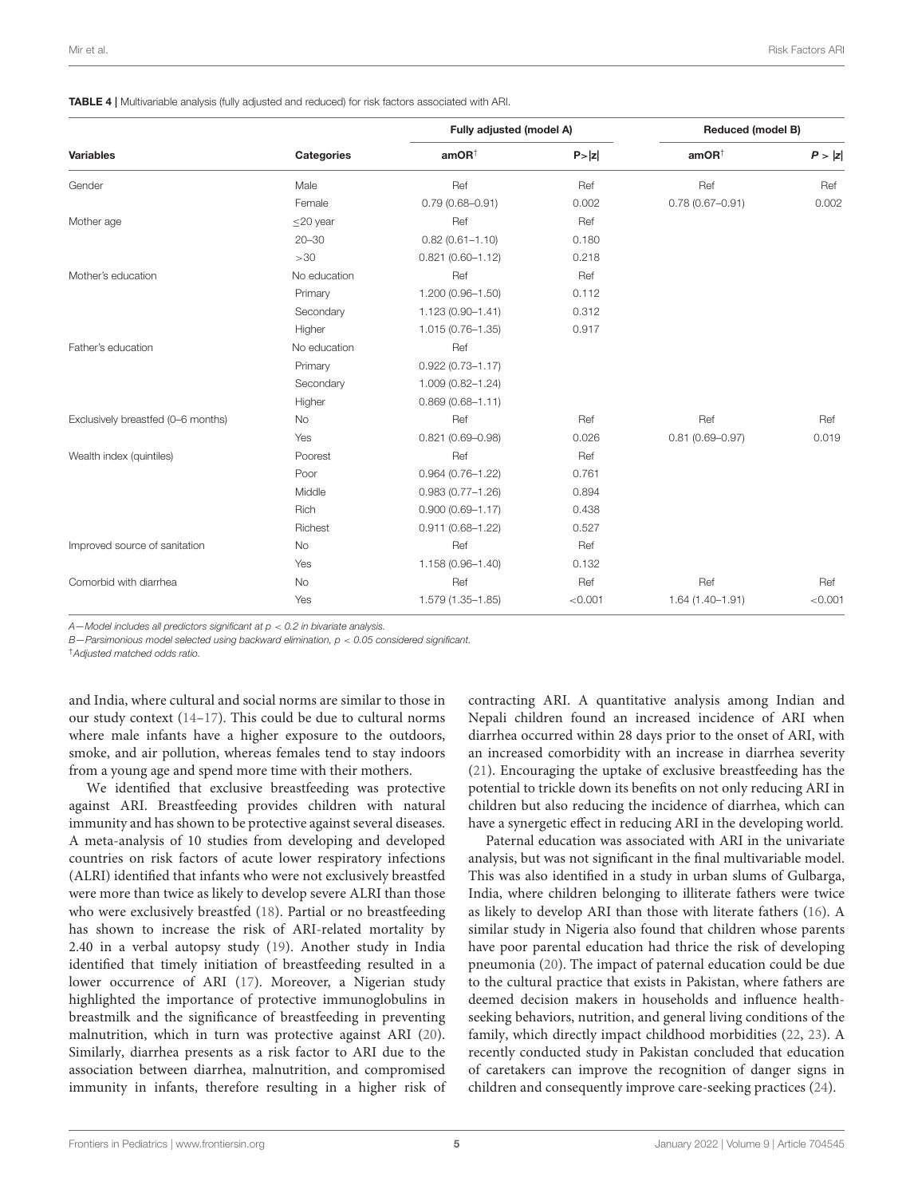**TABLE 4 |** Multivariable analysis (fully adjusted and reduced) for risk factors associated with ARI.

| Variables | Categories | Fully adjusted (model A) | | Reduced (model B) | |
|---|---|---|---|---|---|
| | | amOR[†] | P>\|z\| | amOR[†] | P > \|z\| |
| Gender | Male | Ref | Ref | Ref | Ref |
| | Female | 0.79 (0.68–0.91) | 0.002 | 0.78 (0.67–0.91) | 0.002 |
| Mother age | ≤20 year | Ref | Ref | | |
| | 20–30 | 0.82 (0.61–1.10) | 0.180 | | |
| | >30 | 0.821 (0.60–1.12) | 0.218 | | |
| Mother's education | No education | Ref | Ref | | |
| | Primary | 1.200 (0.96–1.50) | 0.112 | | |
| | Secondary | 1.123 (0.90–1.41) | 0.312 | | |
| | Higher | 1.015 (0.76–1.35) | 0.917 | | |
| Father's education | No education | Ref | | | |
| | Primary | 0.922 (0.73–1.17) | | | |
| | Secondary | 1.009 (0.82–1.24) | | | |
| | Higher | 0.869 (0.68–1.11) | | | |
| Exclusively breastfed (0–6 months) | No | Ref | Ref | Ref | Ref |
| | Yes | 0.821 (0.69–0.98) | 0.026 | 0.81 (0.69–0.97) | 0.019 |
| Wealth index (quintiles) | Poorest | Ref | Ref | | |
| | Poor | 0.964 (0.76–1.22) | 0.761 | | |
| | Middle | 0.983 (0.77–1.26) | 0.894 | | |
| | Rich | 0.900 (0.69–1.17) | 0.438 | | |
| | Richest | 0.911 (0.68–1.22) | 0.527 | | |
| Improved source of sanitation | No | Ref | Ref | | |
| | Yes | 1.158 (0.96–1.40) | 0.132 | | |
| Comorbid with diarrhea | No | Ref | Ref | Ref | Ref |
| | Yes | 1.579 (1.35–1.85) | <0.001 | 1.64 (1.40–1.91) | <0.001 |

*A—Model includes all predictors significant at $p < 0.2$ in bivariate analysis.*

*B—Parsimonious model selected using backward elimination, $p < 0.05$ considered significant.*

[†]*Adjusted matched odds ratio.*

and India, where cultural and social norms are similar to those in our study context (14–17). This could be due to cultural norms where male infants have a higher exposure to the outdoors, smoke, and air pollution, whereas females tend to stay indoors from a young age and spend more time with their mothers.

We identified that exclusive breastfeeding was protective against ARI. Breastfeeding provides children with natural immunity and has shown to be protective against several diseases. A meta-analysis of 10 studies from developing and developed countries on risk factors of acute lower respiratory infections (ALRI) identified that infants who were not exclusively breastfed were more than twice as likely to develop severe ALRI than those who were exclusively breastfed (18). Partial or no breastfeeding has shown to increase the risk of ARI-related mortality by 2.40 in a verbal autopsy study (19). Another study in India identified that timely initiation of breastfeeding resulted in a lower occurrence of ARI (17). Moreover, a Nigerian study highlighted the importance of protective immunoglobulins in breastmilk and the significance of breastfeeding in preventing malnutrition, which in turn was protective against ARI (20). Similarly, diarrhea presents as a risk factor to ARI due to the association between diarrhea, malnutrition, and compromised immunity in infants, therefore resulting in a higher risk of contracting ARI. A quantitative analysis among Indian and Nepali children found an increased incidence of ARI when diarrhea occurred within 28 days prior to the onset of ARI, with an increased comorbidity with an increase in diarrhea severity (21). Encouraging the uptake of exclusive breastfeeding has the potential to trickle down its benefits on not only reducing ARI in children but also reducing the incidence of diarrhea, which can have a synergetic effect in reducing ARI in the developing world.

Paternal education was associated with ARI in the univariate analysis, but was not significant in the final multivariable model. This was also identified in a study in urban slums of Gulbarga, India, where children belonging to illiterate fathers were twice as likely to develop ARI than those with literate fathers (16). A similar study in Nigeria also found that children whose parents have poor parental education had thrice the risk of developing pneumonia (20). The impact of paternal education could be due to the cultural practice that exists in Pakistan, where fathers are deemed decision makers in households and influence health-seeking behaviors, nutrition, and general living conditions of the family, which directly impact childhood morbidities (22, 23). A recently conducted study in Pakistan concluded that education of caretakers can improve the recognition of danger signs in children and consequently improve care-seeking practices (24).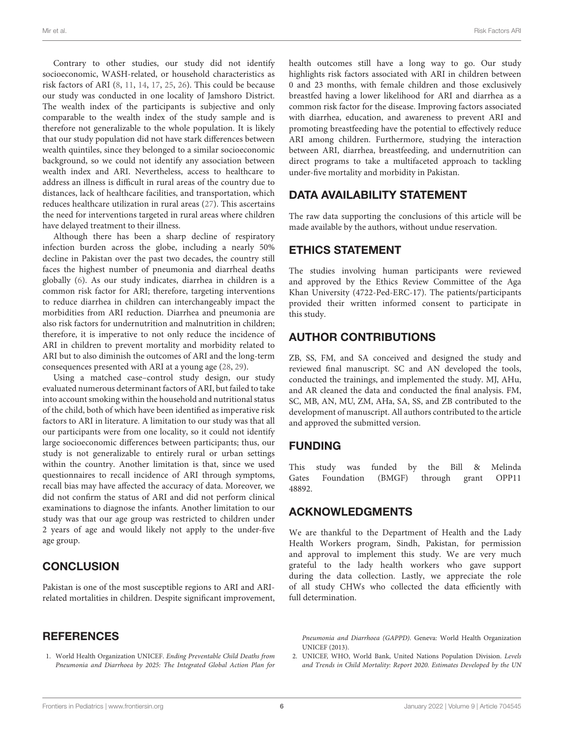Contrary to other studies, our study did not identify socioeconomic, WASH-related, or household characteristics as risk factors of ARI (8, 11, 14, 17, 25, 26). This could be because our study was conducted in one locality of Jamshoro District. The wealth index of the participants is subjective and only comparable to the wealth index of the study sample and is therefore not generalizable to the whole population. It is likely that our study population did not have stark differences between wealth quintiles, since they belonged to a similar socioeconomic background, so we could not identify any association between wealth index and ARI. Nevertheless, access to healthcare to address an illness is difficult in rural areas of the country due to distances, lack of healthcare facilities, and transportation, which reduces healthcare utilization in rural areas (27). This ascertains the need for interventions targeted in rural areas where children have delayed treatment to their illness.

Although there has been a sharp decline of respiratory infection burden across the globe, including a nearly 50% decline in Pakistan over the past two decades, the country still faces the highest number of pneumonia and diarrheal deaths globally (6). As our study indicates, diarrhea in children is a common risk factor for ARI; therefore, targeting interventions to reduce diarrhea in children can interchangeably impact the morbidities from ARI reduction. Diarrhea and pneumonia are also risk factors for undernutrition and malnutrition in children; therefore, it is imperative to not only reduce the incidence of ARI in children to prevent mortality and morbidity related to ARI but to also diminish the outcomes of ARI and the long-term consequences presented with ARI at a young age (28, 29).

Using a matched case–control study design, our study evaluated numerous determinant factors of ARI, but failed to take into account smoking within the household and nutritional status of the child, both of which have been identified as imperative risk factors to ARI in literature. A limitation to our study was that all our participants were from one locality, so it could not identify large socioeconomic differences between participants; thus, our study is not generalizable to entirely rural or urban settings within the country. Another limitation is that, since we used questionnaires to recall incidence of ARI through symptoms, recall bias may have affected the accuracy of data. Moreover, we did not confirm the status of ARI and did not perform clinical examinations to diagnose the infants. Another limitation to our study was that our age group was restricted to children under 2 years of age and would likely not apply to the under-five age group.

## CONCLUSION

Pakistan is one of the most susceptible regions to ARI and ARI-related mortalities in children. Despite significant improvement, health outcomes still have a long way to go. Our study highlights risk factors associated with ARI in children between 0 and 23 months, with female children and those exclusively breastfed having a lower likelihood for ARI and diarrhea as a common risk factor for the disease. Improving factors associated with diarrhea, education, and awareness to prevent ARI and promoting breastfeeding have the potential to effectively reduce ARI among children. Furthermore, studying the interaction between ARI, diarrhea, breastfeeding, and undernutrition can direct programs to take a multifaceted approach to tackling under-five mortality and morbidity in Pakistan.

## DATA AVAILABILITY STATEMENT

The raw data supporting the conclusions of this article will be made available by the authors, without undue reservation.

## ETHICS STATEMENT

The studies involving human participants were reviewed and approved by the Ethics Review Committee of the Aga Khan University (4722-Ped-ERC-17). The patients/participants provided their written informed consent to participate in this study.

## AUTHOR CONTRIBUTIONS

ZB, SS, FM, and SA conceived and designed the study and reviewed final manuscript. SC and AN developed the tools, conducted the trainings, and implemented the study. MJ, AHu, and AR cleaned the data and conducted the final analysis. FM, SC, MB, AN, MU, ZM, AHa, SA, SS, and ZB contributed to the development of manuscript. All authors contributed to the article and approved the submitted version.

## FUNDING

This study was funded by the Bill & Melinda Gates Foundation (BMGF) through grant OPP11 48892.

## ACKNOWLEDGMENTS

We are thankful to the Department of Health and the Lady Health Workers program, Sindh, Pakistan, for permission and approval to implement this study. We are very much grateful to the lady health workers who gave support during the data collection. Lastly, we appreciate the role of all study CHWs who collected the data efficiently with full determination.

## REFERENCES

1. World Health Organization UNICEF. *Ending Preventable Child Deaths from Pneumonia and Diarrhoea by 2025: The Integrated Global Action Plan for Pneumonia and Diarrhoea (GAPPD)*. Geneva: World Health Organization UNICEF (2013).
2. UNICEF, WHO, World Bank, United Nations Population Division. *Levels and Trends in Child Mortality: Report 2020. Estimates Developed by the UN*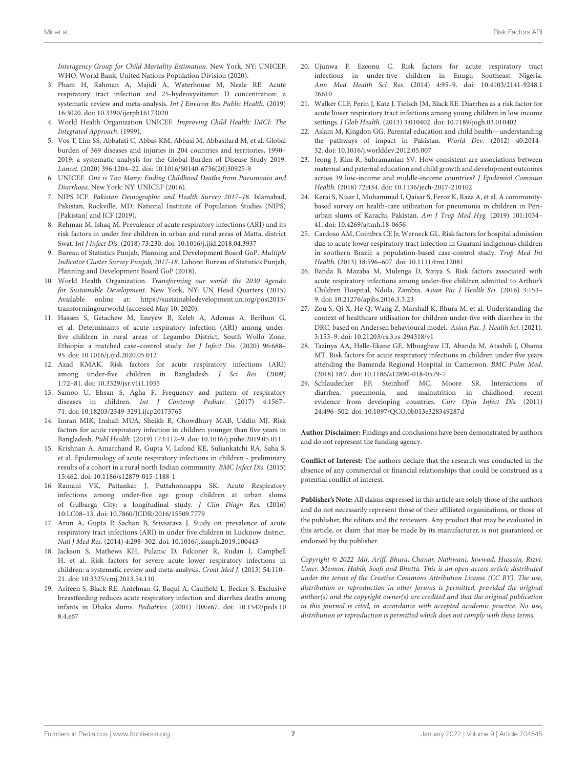*Interagency Group for Child Mortality Estimation.* New York, NY: UNICEF, WHO, World Bank, United Nations Population Division (2020).

3. Pham H, Rahman A, Majidi A, Waterhouse M, Neale RE. Acute respiratory tract infection and 25-hydroxyvitamin D concentration: a systematic review and meta-analysis. *Int J Environ Res Public Health.* (2019) 16:3020. doi: 10.3390/ijerph16173020
4. World Health Organization UNICEF. *Improving Child Health: IMCI: The Integrated Approach.* (1999).
5. Vos T, Lim SS, Abbafati C, Abbas KM, Abbasi M, Abbasifard M, et al. Global burden of 369 diseases and injuries in 204 countries and territories, 1990–2019: a systematic analysis for the Global Burden of Disease Study 2019. *Lancet.* (2020) 396:1204–22. doi: 10.1016/S0140-6736(20)30925-9
6. UNICEF. *One is Too Many: Ending Childhood Deaths from Pneumonia and Diarrhoea*. New York: NY: UNICEF (2016).
7. NIPS ICF. *Pakistan Demographic and Health Survey 2017–18.* Islamabad, Pakistan, Rockville, MD: National Institute of Population Studies (NIPS) [Pakistan] and ICF (2019).
8. Rehman M, Ishaq M. Prevalence of acute respiratory infections (ARI) and its risk factors in under five children in urban and rural areas of Matta, district Swat. *Int J Infect Dis.* (2018) 73:230. doi: 10.1016/j.ijid.2018.04.3937
9. Bureau of Statistics Punjab, Planning and Development Board GoP. *Multiple Indicator Cluster Survey Punjab, 2017-18.* Lahore: Bureau of Statistics Punjab, Planning and Development Board GoP (2018).
10. World Health Organization. *Transforming our world: the 2030 Agenda for Sustainable Development.* New York, NY: UN Head Quarters (2015) Available online at: https://sustainabledevelopment.un.org/post2015/transformingourworld (accessed May 10, 2020).
11. Hassen S, Getachew M, Eneyew B, Keleb A, Ademas A, Berihun G, et al. Determinants of acute respiratory infection (ARI) among under-five children in rural areas of Legambo District, South Wollo Zone, Ethiopia: a matched case–control study. *Int J Infect Dis.* (2020) 96:688–95. doi: 10.1016/j.ijid.2020.05.012
12. Azad KMAK. Risk factors for acute respiratory infections (ARI) among under-five children in Bangladesh. *J Sci Res.* (2009) 1:72–81. doi: 10.3329/jsr.v1i1.1055
13. Samoo U, Ehsan S, Agha F. Frequency and pattern of respiratory diseases in children. *Int J Contemp Pediatr.* (2017) 4:1567–71. doi: 10.18203/2349-3291.ijcp20173765
14. Imran MIK, Inshafi MUA, Sheikh R, Chowdhury MAB, Uddin MJ. Risk factors for acute respiratory infection in children younger than five years in Bangladesh. *Publ Health.* (2019) 173:112–9. doi: 10.1016/j.puhe.2019.05.011
15. Krishnan A, Amarchand R, Gupta V, Lafond KE, Suliankatchi RA, Saha S, et al. Epidemiology of acute respiratory infections in children - preliminary results of a cohort in a rural north Indian community. *BMC Infect Dis.* (2015) 15:462. doi: 10.1186/s12879-015-1188-1
16. Ramani VK, Pattankar J, Puttahonnappa SK. Acute Respiratory infections among under-five age group children at urban slums of Gulbarga City: a longitudinal study. *J Clin Diagn Res.* (2016) 10:LC08–13. doi: 10.7860/JCDR/2016/15509.7779
17. Arun A, Gupta P, Sachan B, Srivsatava J. Study on prevalence of acute respiratory tract infections (ARI) in under five children in Lucknow district. *Natl J Med Res.* (2014) 4:298–302. doi: 10.1016/j.ssmph.2019.100443
18. Jackson S, Mathews KH, Pulanic D, Falconer R, Rudan I, Campbell H, et al. Risk factors for severe acute lower respiratory infections in children: a systematic review and meta-analysis. *Croat Med J.* (2013) 54:110–21. doi: 10.3325/cmj.2013.54.110
19. Arifeen S, Black RE, Antelman G, Baqui A, Caulfield L, Becker S. Exclusive breastfeeding reduces acute respiratory infection and diarrhea deaths among infants in Dhaka slums. *Pediatrics.* (2001) 108:e67. doi: 10.1542/peds.108.4.e67
20. Ujunwa F, Ezeonu C. Risk factors for acute respiratory tract infections in under-five children in Enugu Southeast Nigeria. *Ann Med Health Sci Res.* (2014) 4:95–9. doi: 10.4103/2141-9248.126610
21. Walker CLF, Perin J, Katz J, Tielsch JM, Black RE. Diarrhea as a risk factor for acute lower respiratory tract infections among young children in low income settings. *J Glob Health.* (2013) 3:010402. doi: 10.7189/jogh.03.010402
22. Aslam M, Kingdon GG. Parental education and child health—understanding the pathways of impact in Pakistan. *World Dev.* (2012) 40:2014–32. doi: 10.1016/j.worlddev.2012.05.007
23. Jeong J, Kim R, Subramanian SV. How consistent are associations between maternal and paternal education and child growth and development outcomes across 39 low-income and middle-income countries? *J Epidemiol Commun Health.* (2018) 72:434. doi: 10.1136/jech-2017-210102
24. Kerai S, Nisar I, Muhammad I, Qaisar S, Feroz K, Raza A, et al. A community-based survey on health-care utilization for pneumonia in children in Peri-urban slums of Karachi, Pakistan. *Am J Trop Med Hyg.* (2019) 101:1034–41. doi: 10.4269/ajtmh.18-0656
25. Cardoso AM, Coimbra CE Jr, Werneck GL. Risk factors for hospital admission due to acute lower respiratory tract infection in Guarani indigenous children in southern Brazil: a population-based case-control study. *Trop Med Int Health.* (2013) 18:596–607. doi: 10.1111/tmi.12081
26. Banda B, Mazaba M, Mulenga D, Siziya S. Risk factors associated with acute respiratory infections among under-five children admitted to Arthur's Children Hospital, Ndola, Zambia. *Asian Pac J Health Sci.* (2016) 3:153–9. doi: 10.21276/apjhs.2016.3.3.23
27. Zou S, Qi X, He Q, Wang Z, Marshall K, Bhura M, et al. Understanding the context of healthcare utilisation for children under-five with diarrhea in the DRC: based on Andersen behavioural model. *Asian Pac. J. Health Sci.* (2021). 3:153–9. doi: 10.21203/rs.3.rs-294318/v1
28. Tazinya AA, Halle-Ekane GE, Mbuagbaw LT, Abanda M, Atashili J, Obama MT. Risk factors for acute respiratory infections in children under five years attending the Bamenda Regional Hospital in Cameroon. *BMC Pulm Med.* (2018) 18:7. doi: 10.1186/s12890-018-0579-7
29. Schlaudecker EP, Steinhoff MC, Moore SR. Interactions of diarrhea, pneumonia, and malnutrition in childhood: recent evidence from developing countries. *Curr Opin Infect Dis.* (2011) 24:496–502. doi: 10.1097/QCO.0b013e328349287d

**Author Disclaimer:** Findings and conclusions have been demonstrated by authors and do not represent the funding agency.

**Conflict of Interest:** The authors declare that the research was conducted in the absence of any commercial or financial relationships that could be construed as a potential conflict of interest.

**Publisher's Note:** All claims expressed in this article are solely those of the authors and do not necessarily represent those of their affiliated organizations, or those of the publisher, the editors and the reviewers. Any product that may be evaluated in this article, or claim that may be made by its manufacturer, is not guaranteed or endorsed by the publisher.

*Copyright © 2022 Mir, Ariff, Bhura, Chanar, Nathwani, Jawwad, Hussain, Rizvi, Umer, Memon, Habib, Soofi and Bhutta. This is an open-access article distributed under the terms of the Creative Commons Attribution License (CC BY). The use, distribution or reproduction in other forums is permitted, provided the original author(s) and the copyright owner(s) are credited and that the original publication in this journal is cited, in accordance with accepted academic practice. No use, distribution or reproduction is permitted which does not comply with these terms.*